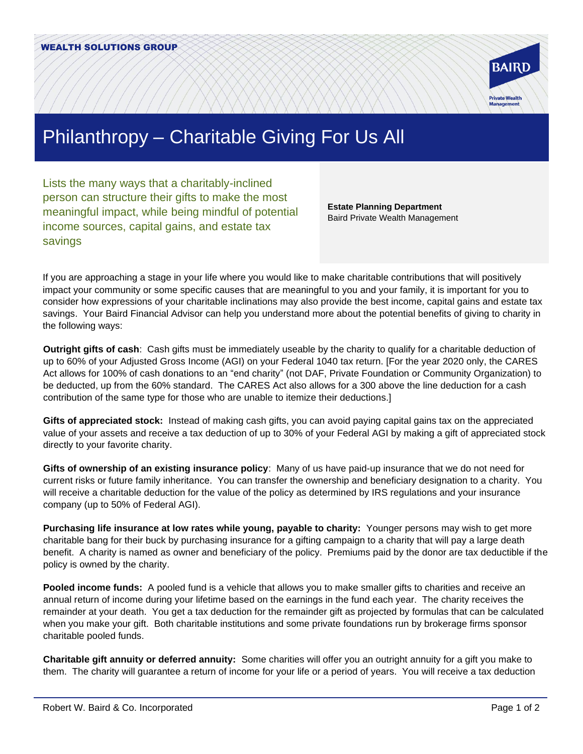WEALTH SOLUTIONS GROUP

# Philanthropy – Charitable Giving For Us All

Lists the many ways that a charitably-inclined person can structure their gifts to make the most meaningful impact, while being mindful of potential income sources, capital gains, and estate tax savings

**Estate Planning Department**
Baird Private Wealth Management

If you are approaching a stage in your life where you would like to make charitable contributions that will positively impact your community or some specific causes that are meaningful to you and your family, it is important for you to consider how expressions of your charitable inclinations may also provide the best income, capital gains and estate tax savings. Your Baird Financial Advisor can help you understand more about the potential benefits of giving to charity in the following ways:

**Outright gifts of cash**: Cash gifts must be immediately useable by the charity to qualify for a charitable deduction of up to 60% of your Adjusted Gross Income (AGI) on your Federal 1040 tax return. [For the year 2020 only, the CARES Act allows for 100% of cash donations to an "end charity" (not DAF, Private Foundation or Community Organization) to be deducted, up from the 60% standard. The CARES Act also allows for a 300 above the line deduction for a cash contribution of the same type for those who are unable to itemize their deductions.]

**Gifts of appreciated stock:** Instead of making cash gifts, you can avoid paying capital gains tax on the appreciated value of your assets and receive a tax deduction of up to 30% of your Federal AGI by making a gift of appreciated stock directly to your favorite charity.

**Gifts of ownership of an existing insurance policy**: Many of us have paid-up insurance that we do not need for current risks or future family inheritance. You can transfer the ownership and beneficiary designation to a charity. You will receive a charitable deduction for the value of the policy as determined by IRS regulations and your insurance company (up to 50% of Federal AGI).

**Purchasing life insurance at low rates while young, payable to charity:** Younger persons may wish to get more charitable bang for their buck by purchasing insurance for a gifting campaign to a charity that will pay a large death benefit. A charity is named as owner and beneficiary of the policy. Premiums paid by the donor are tax deductible if the policy is owned by the charity.

**Pooled income funds:** A pooled fund is a vehicle that allows you to make smaller gifts to charities and receive an annual return of income during your lifetime based on the earnings in the fund each year. The charity receives the remainder at your death. You get a tax deduction for the remainder gift as projected by formulas that can be calculated when you make your gift. Both charitable institutions and some private foundations run by brokerage firms sponsor charitable pooled funds.

**Charitable gift annuity or deferred annuity:** Some charities will offer you an outright annuity for a gift you make to them. The charity will guarantee a return of income for your life or a period of years. You will receive a tax deduction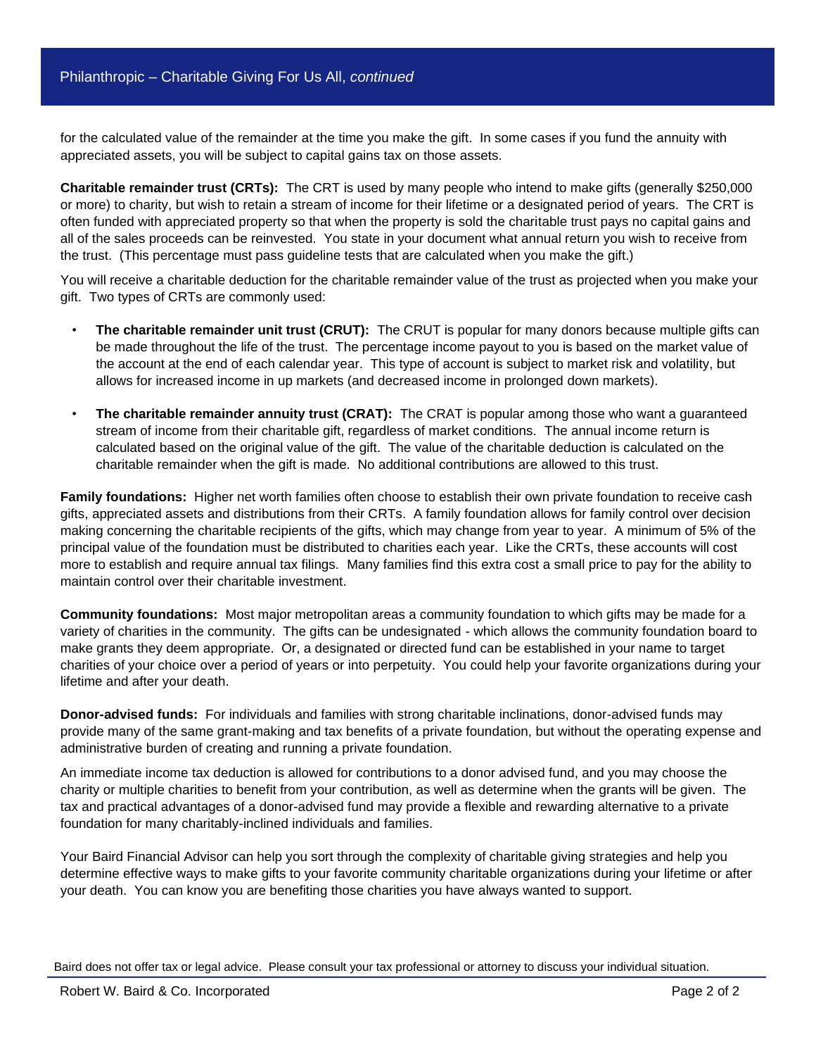for the calculated value of the remainder at the time you make the gift. In some cases if you fund the annuity with appreciated assets, you will be subject to capital gains tax on those assets.

**Charitable remainder trust (CRTs):** The CRT is used by many people who intend to make gifts (generally $250,000 or more) to charity, but wish to retain a stream of income for their lifetime or a designated period of years. The CRT is often funded with appreciated property so that when the property is sold the charitable trust pays no capital gains and all of the sales proceeds can be reinvested. You state in your document what annual return you wish to receive from the trust. (This percentage must pass guideline tests that are calculated when you make the gift.)

You will receive a charitable deduction for the charitable remainder value of the trust as projected when you make your gift. Two types of CRTs are commonly used:

- **The charitable remainder unit trust (CRUT):** The CRUT is popular for many donors because multiple gifts can be made throughout the life of the trust. The percentage income payout to you is based on the market value of the account at the end of each calendar year. This type of account is subject to market risk and volatility, but allows for increased income in up markets (and decreased income in prolonged down markets).

- **The charitable remainder annuity trust (CRAT):** The CRAT is popular among those who want a guaranteed stream of income from their charitable gift, regardless of market conditions. The annual income return is calculated based on the original value of the gift. The value of the charitable deduction is calculated on the charitable remainder when the gift is made. No additional contributions are allowed to this trust.

**Family foundations:** Higher net worth families often choose to establish their own private foundation to receive cash gifts, appreciated assets and distributions from their CRTs. A family foundation allows for family control over decision making concerning the charitable recipients of the gifts, which may change from year to year. A minimum of 5% of the principal value of the foundation must be distributed to charities each year. Like the CRTs, these accounts will cost more to establish and require annual tax filings. Many families find this extra cost a small price to pay for the ability to maintain control over their charitable investment.

**Community foundations:** Most major metropolitan areas a community foundation to which gifts may be made for a variety of charities in the community. The gifts can be undesignated - which allows the community foundation board to make grants they deem appropriate. Or, a designated or directed fund can be established in your name to target charities of your choice over a period of years or into perpetuity. You could help your favorite organizations during your lifetime and after your death.

**Donor-advised funds:** For individuals and families with strong charitable inclinations, donor-advised funds may provide many of the same grant-making and tax benefits of a private foundation, but without the operating expense and administrative burden of creating and running a private foundation.

An immediate income tax deduction is allowed for contributions to a donor advised fund, and you may choose the charity or multiple charities to benefit from your contribution, as well as determine when the grants will be given. The tax and practical advantages of a donor-advised fund may provide a flexible and rewarding alternative to a private foundation for many charitably-inclined individuals and families.

Your Baird Financial Advisor can help you sort through the complexity of charitable giving strategies and help you determine effective ways to make gifts to your favorite community charitable organizations during your lifetime or after your death. You can know you are benefiting those charities you have always wanted to support.

Baird does not offer tax or legal advice. Please consult your tax professional or attorney to discuss your individual situation.